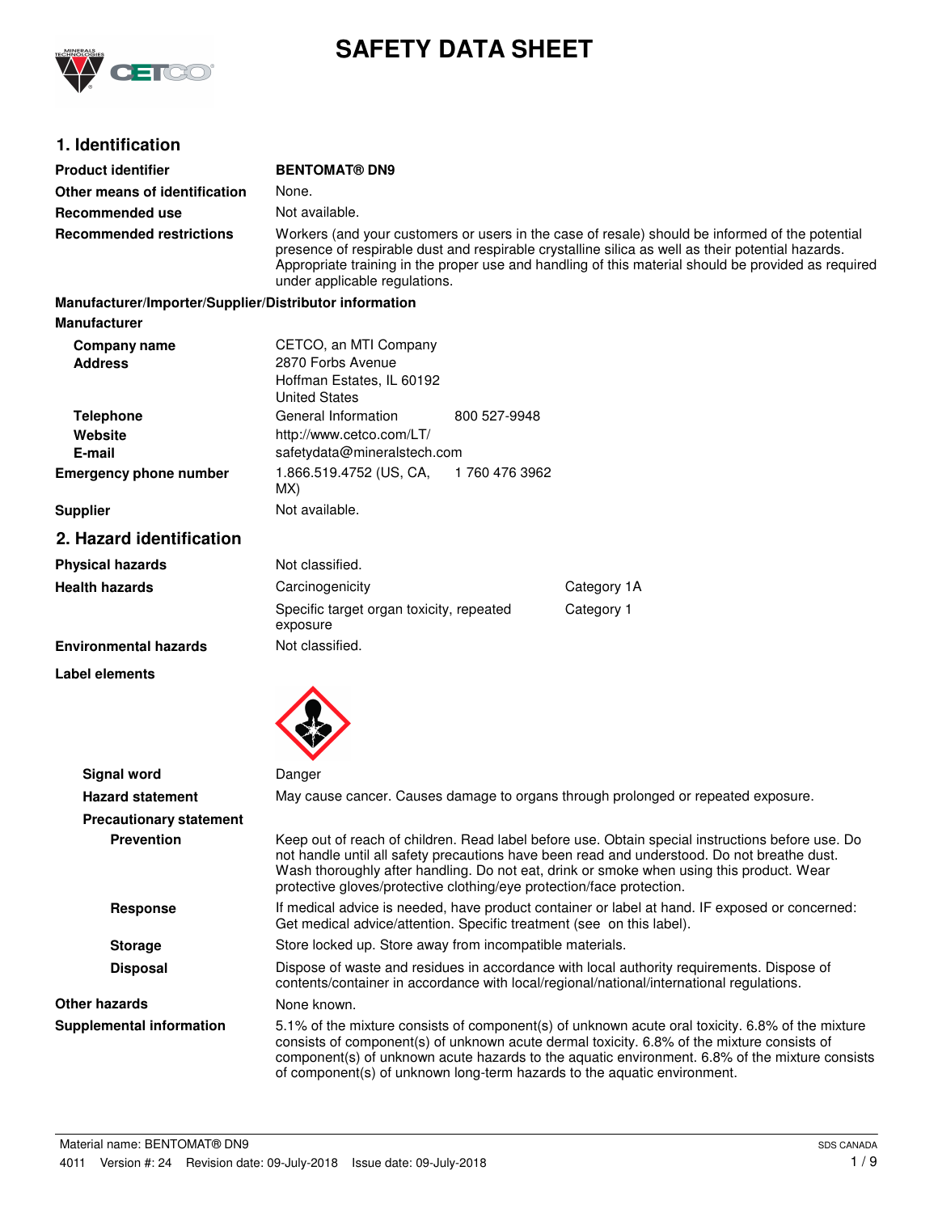# SAFETY DATA SHEET

## 1. Identification

| | |
|---|---|
| **Product identifier** | **BENTOMAT® DN9** |
| **Other means of identification** | None. |
| **Recommended use** | Not available. |
| **Recommended restrictions** | Workers (and your customers or users in the case of resale) should be informed of the potential presence of respirable dust and respirable crystalline silica as well as their potential hazards. Appropriate training in the proper use and handling of this material should be provided as required under applicable regulations. |

**Manufacturer/Importer/Supplier/Distributor information**

**Manufacturer**

| | | |
|---|---|---|
| **Company name** | CETCO, an MTI Company | |
| **Address** | 2870 Forbs Avenue<br>Hoffman Estates, IL 60192<br>United States | |
| **Telephone** | General Information | 800 527-9948 |
| **Website** | http://www.cetco.com/LT/ | |
| **E-mail** | safetydata@mineralstech.com | |
| **Emergency phone number** | 1.866.519.4752 (US, CA, MX) | 1 760 476 3962 |
| **Supplier** | Not available. | |

## 2. Hazard identification

| | | |
|---|---|---|
| **Physical hazards** | Not classified. | |
| **Health hazards** | Carcinogenicity | Category 1A |
| | Specific target organ toxicity, repeated exposure | Category 1 |
| **Environmental hazards** | Not classified. | |

**Label elements**

| | |
|---|---|
| **Signal word** | Danger |
| **Hazard statement** | May cause cancer. Causes damage to organs through prolonged or repeated exposure. |
| **Precautionary statement** | |
| **Prevention** | Keep out of reach of children. Read label before use. Obtain special instructions before use. Do not handle until all safety precautions have been read and understood. Do not breathe dust. Wash thoroughly after handling. Do not eat, drink or smoke when using this product. Wear protective gloves/protective clothing/eye protection/face protection. |
| **Response** | If medical advice is needed, have product container or label at hand. IF exposed or concerned: Get medical advice/attention. Specific treatment (see  on this label). |
| **Storage** | Store locked up. Store away from incompatible materials. |
| **Disposal** | Dispose of waste and residues in accordance with local authority requirements. Dispose of contents/container in accordance with local/regional/national/international regulations. |
| **Other hazards** | None known. |
| **Supplemental information** | 5.1% of the mixture consists of component(s) of unknown acute oral toxicity. 6.8% of the mixture consists of component(s) of unknown acute dermal toxicity. 6.8% of the mixture consists of component(s) of unknown acute hazards to the aquatic environment. 6.8% of the mixture consists of component(s) of unknown long-term hazards to the aquatic environment. |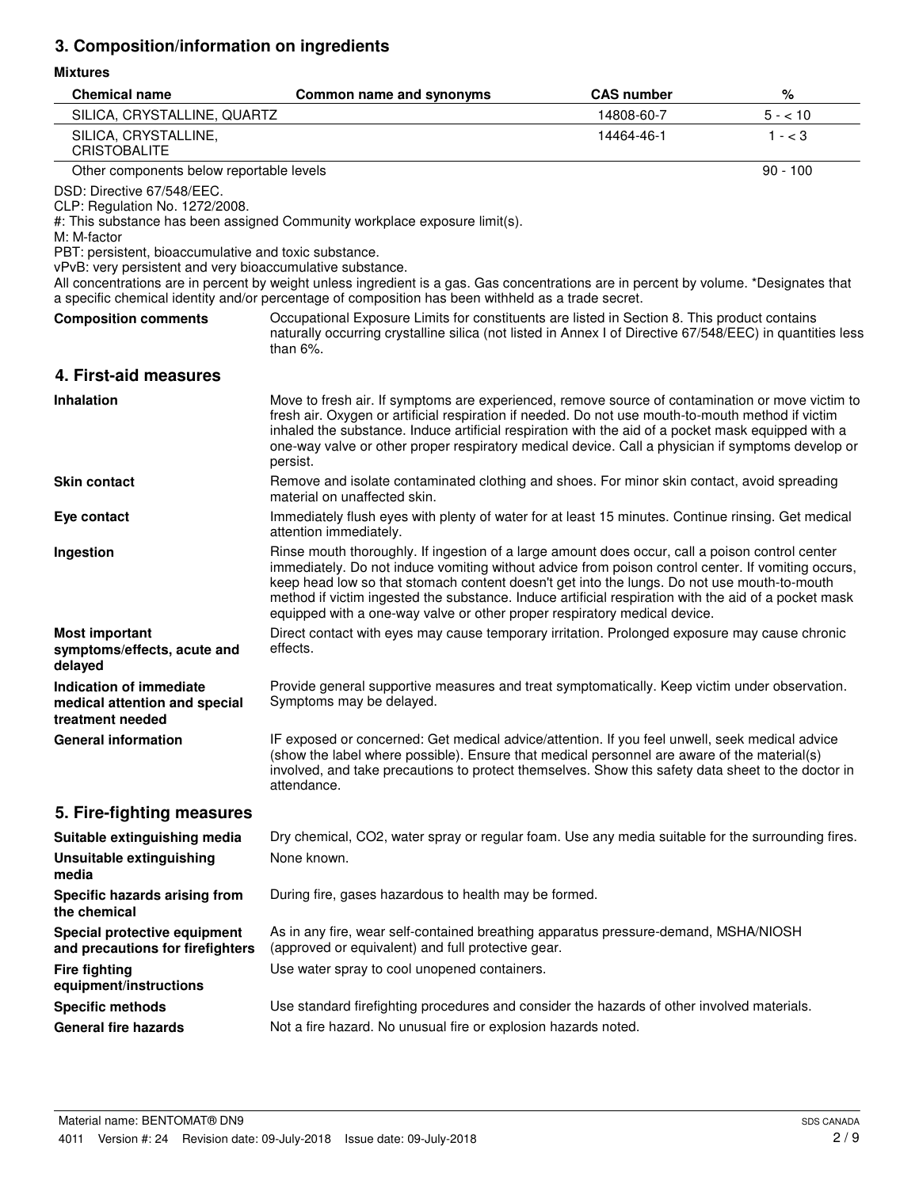## 3. Composition/information on ingredients

**Mixtures**

| Chemical name | Common name and synonyms | CAS number | % |
|---|---|---|---|
| SILICA, CRYSTALLINE, QUARTZ | | 14808-60-7 | 5 - < 10 |
| SILICA, CRYSTALLINE, CRISTOBALITE | | 14464-46-1 | 1 - < 3 |
| Other components below reportable levels | | | 90 - 100 |

DSD: Directive 67/548/EEC.
CLP: Regulation No. 1272/2008.
#: This substance has been assigned Community workplace exposure limit(s).
M: M-factor
PBT: persistent, bioaccumulative and toxic substance.
vPvB: very persistent and very bioaccumulative substance.
All concentrations are in percent by weight unless ingredient is a gas. Gas concentrations are in percent by volume. *Designates that a specific chemical identity and/or percentage of composition has been withheld as a trade secret.

**Composition comments** Occupational Exposure Limits for constituents are listed in Section 8. This product contains naturally occurring crystalline silica (not listed in Annex I of Directive 67/548/EEC) in quantities less than 6%.

## 4. First-aid measures

**Inhalation** Move to fresh air. If symptoms are experienced, remove source of contamination or move victim to fresh air. Oxygen or artificial respiration if needed. Do not use mouth-to-mouth method if victim inhaled the substance. Induce artificial respiration with the aid of a pocket mask equipped with a one-way valve or other proper respiratory medical device. Call a physician if symptoms develop or persist.

**Skin contact** Remove and isolate contaminated clothing and shoes. For minor skin contact, avoid spreading material on unaffected skin.

**Eye contact** Immediately flush eyes with plenty of water for at least 15 minutes. Continue rinsing. Get medical attention immediately.

**Ingestion** Rinse mouth thoroughly. If ingestion of a large amount does occur, call a poison control center immediately. Do not induce vomiting without advice from poison control center. If vomiting occurs, keep head low so that stomach content doesn't get into the lungs. Do not use mouth-to-mouth method if victim ingested the substance. Induce artificial respiration with the aid of a pocket mask equipped with a one-way valve or other proper respiratory medical device.

**Most important symptoms/effects, acute and delayed** Direct contact with eyes may cause temporary irritation. Prolonged exposure may cause chronic effects.

**Indication of immediate medical attention and special treatment needed** Provide general supportive measures and treat symptomatically. Keep victim under observation. Symptoms may be delayed.

**General information** IF exposed or concerned: Get medical advice/attention. If you feel unwell, seek medical advice (show the label where possible). Ensure that medical personnel are aware of the material(s) involved, and take precautions to protect themselves. Show this safety data sheet to the doctor in attendance.

## 5. Fire-fighting measures

**Suitable extinguishing media** Dry chemical, $CO_2$, water spray or regular foam. Use any media suitable for the surrounding fires.

**Unsuitable extinguishing media** None known.

**Specific hazards arising from the chemical** During fire, gases hazardous to health may be formed.

**Special protective equipment and precautions for firefighters** As in any fire, wear self-contained breathing apparatus pressure-demand, MSHA/NIOSH (approved or equivalent) and full protective gear.

**Fire fighting equipment/instructions** Use water spray to cool unopened containers.

**Specific methods** Use standard firefighting procedures and consider the hazards of other involved materials.

**General fire hazards** Not a fire hazard. No unusual fire or explosion hazards noted.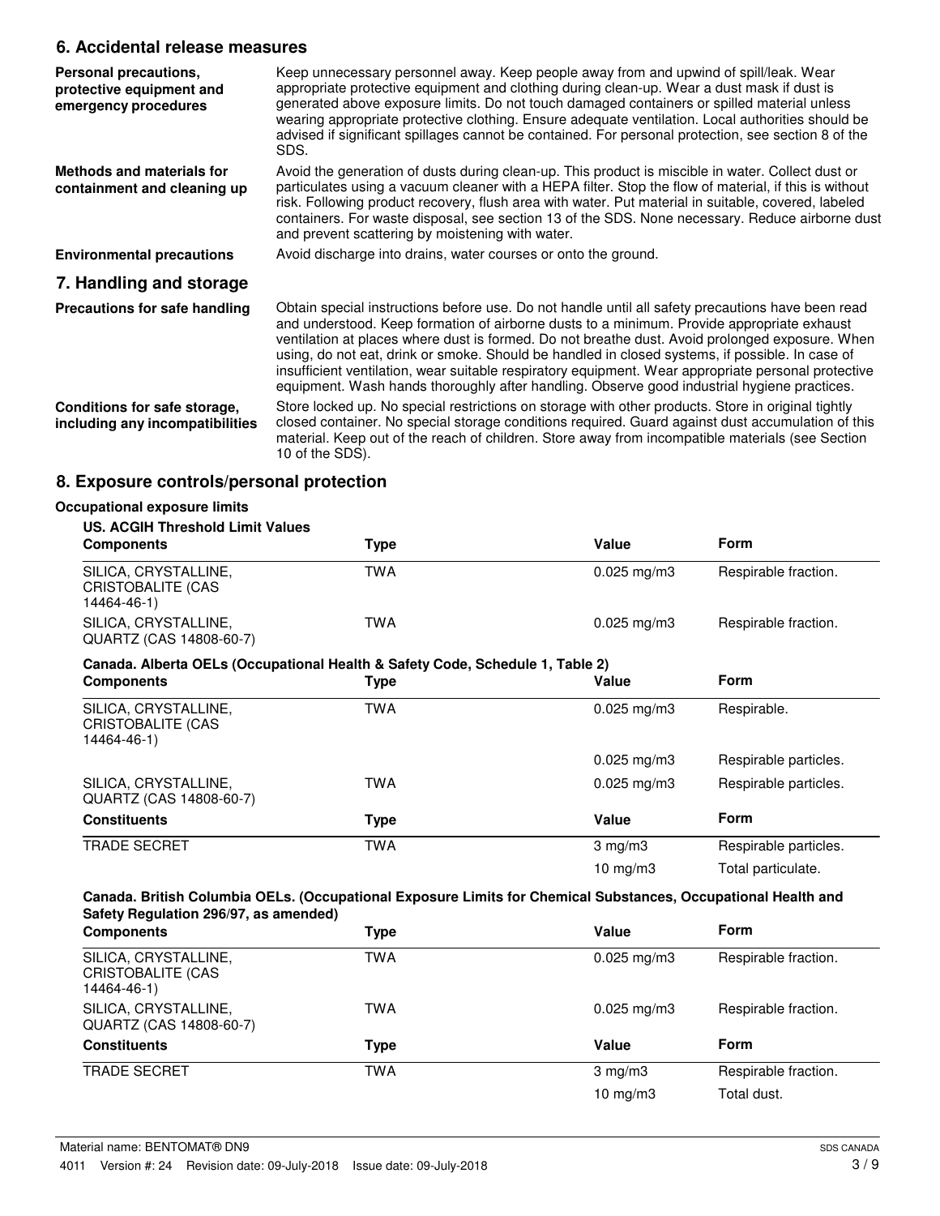## 6. Accidental release measures

**Personal precautions, protective equipment and emergency procedures**

Keep unnecessary personnel away. Keep people away from and upwind of spill/leak. Wear appropriate protective equipment and clothing during clean-up. Wear a dust mask if dust is generated above exposure limits. Do not touch damaged containers or spilled material unless wearing appropriate protective clothing. Ensure adequate ventilation. Local authorities should be advised if significant spillages cannot be contained. For personal protection, see section 8 of the SDS.

**Methods and materials for containment and cleaning up**

Avoid the generation of dusts during clean-up. This product is miscible in water. Collect dust or particulates using a vacuum cleaner with a HEPA filter. Stop the flow of material, if this is without risk. Following product recovery, flush area with water. Put material in suitable, covered, labeled containers. For waste disposal, see section 13 of the SDS. None necessary. Reduce airborne dust and prevent scattering by moistening with water.

**Environmental precautions**

Avoid discharge into drains, water courses or onto the ground.

## 7. Handling and storage

**Precautions for safe handling**

Obtain special instructions before use. Do not handle until all safety precautions have been read and understood. Keep formation of airborne dusts to a minimum. Provide appropriate exhaust ventilation at places where dust is formed. Do not breathe dust. Avoid prolonged exposure. When using, do not eat, drink or smoke. Should be handled in closed systems, if possible. In case of insufficient ventilation, wear suitable respiratory equipment. Wear appropriate personal protective equipment. Wash hands thoroughly after handling. Observe good industrial hygiene practices.

**Conditions for safe storage, including any incompatibilities**

Store locked up. No special restrictions on storage with other products. Store in original tightly closed container. No special storage conditions required. Guard against dust accumulation of this material. Keep out of the reach of children. Store away from incompatible materials (see Section 10 of the SDS).

## 8. Exposure controls/personal protection

**Occupational exposure limits**

**US. ACGIH Threshold Limit Values**

| Components | Type | Value | Form |
|---|---|---|---|
| SILICA, CRYSTALLINE, CRISTOBALITE (CAS 14464-46-1) | TWA | 0.025 mg/m3 | Respirable fraction. |
| SILICA, CRYSTALLINE, QUARTZ (CAS 14808-60-7) | TWA | 0.025 mg/m3 | Respirable fraction. |

**Canada. Alberta OELs (Occupational Health & Safety Code, Schedule 1, Table 2)**

| Components | Type | Value | Form |
|---|---|---|---|
| SILICA, CRYSTALLINE, CRISTOBALITE (CAS 14464-46-1) | TWA | 0.025 mg/m3 | Respirable. |
| | | 0.025 mg/m3 | Respirable particles. |
| SILICA, CRYSTALLINE, QUARTZ (CAS 14808-60-7) | TWA | 0.025 mg/m3 | Respirable particles. |

| Constituents | Type | Value | Form |
|---|---|---|---|
| TRADE SECRET | TWA | 3 mg/m3 | Respirable particles. |
| | | 10 mg/m3 | Total particulate. |

**Canada. British Columbia OELs. (Occupational Exposure Limits for Chemical Substances, Occupational Health and Safety Regulation 296/97, as amended)**

| Components | Type | Value | Form |
|---|---|---|---|
| SILICA, CRYSTALLINE, CRISTOBALITE (CAS 14464-46-1) | TWA | 0.025 mg/m3 | Respirable fraction. |
| SILICA, CRYSTALLINE, QUARTZ (CAS 14808-60-7) | TWA | 0.025 mg/m3 | Respirable fraction. |

| Constituents | Type | Value | Form |
|---|---|---|---|
| TRADE SECRET | TWA | 3 mg/m3 | Respirable fraction. |
| | | 10 mg/m3 | Total dust. |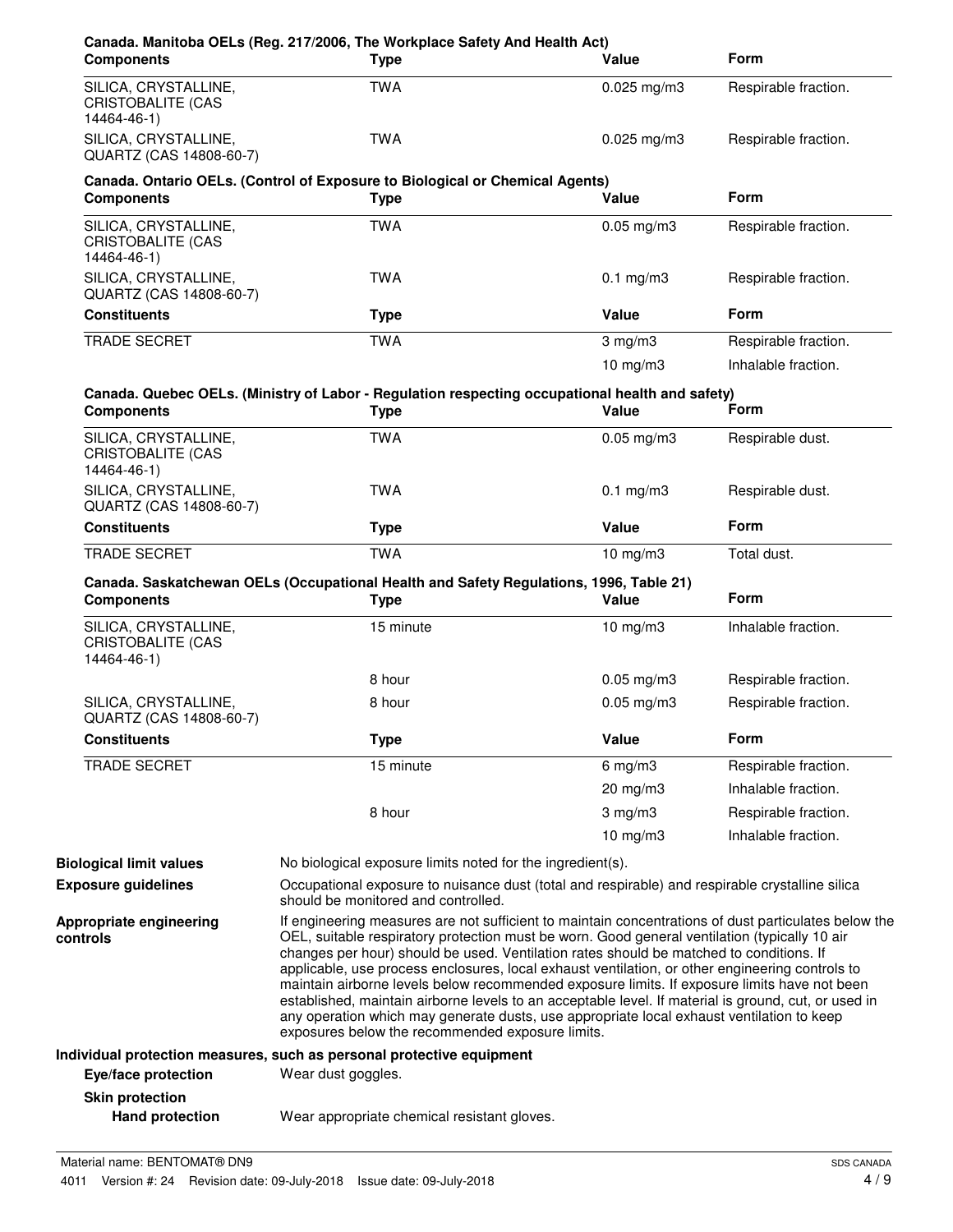**Canada. Manitoba OELs (Reg. 217/2006, The Workplace Safety And Health Act)**

| Components | Type | Value | Form |
|---|---|---|---|
| SILICA, CRYSTALLINE, CRISTOBALITE (CAS 14464-46-1) | TWA | 0.025 mg/m3 | Respirable fraction. |
| SILICA, CRYSTALLINE, QUARTZ (CAS 14808-60-7) | TWA | 0.025 mg/m3 | Respirable fraction. |

**Canada. Ontario OELs. (Control of Exposure to Biological or Chemical Agents)**

| Components | Type | Value | Form |
|---|---|---|---|
| SILICA, CRYSTALLINE, CRISTOBALITE (CAS 14464-46-1) | TWA | 0.05 mg/m3 | Respirable fraction. |
| SILICA, CRYSTALLINE, QUARTZ (CAS 14808-60-7) | TWA | 0.1 mg/m3 | Respirable fraction. |
| **Constituents** | **Type** | **Value** | **Form** |
| TRADE SECRET | TWA | 3 mg/m3 | Respirable fraction. |
| | | 10 mg/m3 | Inhalable fraction. |

**Canada. Quebec OELs. (Ministry of Labor - Regulation respecting occupational health and safety)**

| Components | Type | Value | Form |
|---|---|---|---|
| SILICA, CRYSTALLINE, CRISTOBALITE (CAS 14464-46-1) | TWA | 0.05 mg/m3 | Respirable dust. |
| SILICA, CRYSTALLINE, QUARTZ (CAS 14808-60-7) | TWA | 0.1 mg/m3 | Respirable dust. |
| **Constituents** | **Type** | **Value** | **Form** |
| TRADE SECRET | TWA | 10 mg/m3 | Total dust. |

**Canada. Saskatchewan OELs (Occupational Health and Safety Regulations, 1996, Table 21)**

| Components | Type | Value | Form |
|---|---|---|---|
| SILICA, CRYSTALLINE, CRISTOBALITE (CAS 14464-46-1) | 15 minute | 10 mg/m3 | Inhalable fraction. |
| | 8 hour | 0.05 mg/m3 | Respirable fraction. |
| SILICA, CRYSTALLINE, QUARTZ (CAS 14808-60-7) | 8 hour | 0.05 mg/m3 | Respirable fraction. |
| **Constituents** | **Type** | **Value** | **Form** |
| TRADE SECRET | 15 minute | 6 mg/m3 | Respirable fraction. |
| | | 20 mg/m3 | Inhalable fraction. |
| | 8 hour | 3 mg/m3 | Respirable fraction. |
| | | 10 mg/m3 | Inhalable fraction. |

**Biological limit values** No biological exposure limits noted for the ingredient(s).

**Exposure guidelines** Occupational exposure to nuisance dust (total and respirable) and respirable crystalline silica should be monitored and controlled.

**Appropriate engineering controls** If engineering measures are not sufficient to maintain concentrations of dust particulates below the OEL, suitable respiratory protection must be worn. Good general ventilation (typically 10 air changes per hour) should be used. Ventilation rates should be matched to conditions. If applicable, use process enclosures, local exhaust ventilation, or other engineering controls to maintain airborne levels below recommended exposure limits. If exposure limits have not been established, maintain airborne levels to an acceptable level. If material is ground, cut, or used in any operation which may generate dusts, use appropriate local exhaust ventilation to keep exposures below the recommended exposure limits.

**Individual protection measures, such as personal protective equipment**

**Eye/face protection** Wear dust goggles.

**Skin protection**

**Hand protection** Wear appropriate chemical resistant gloves.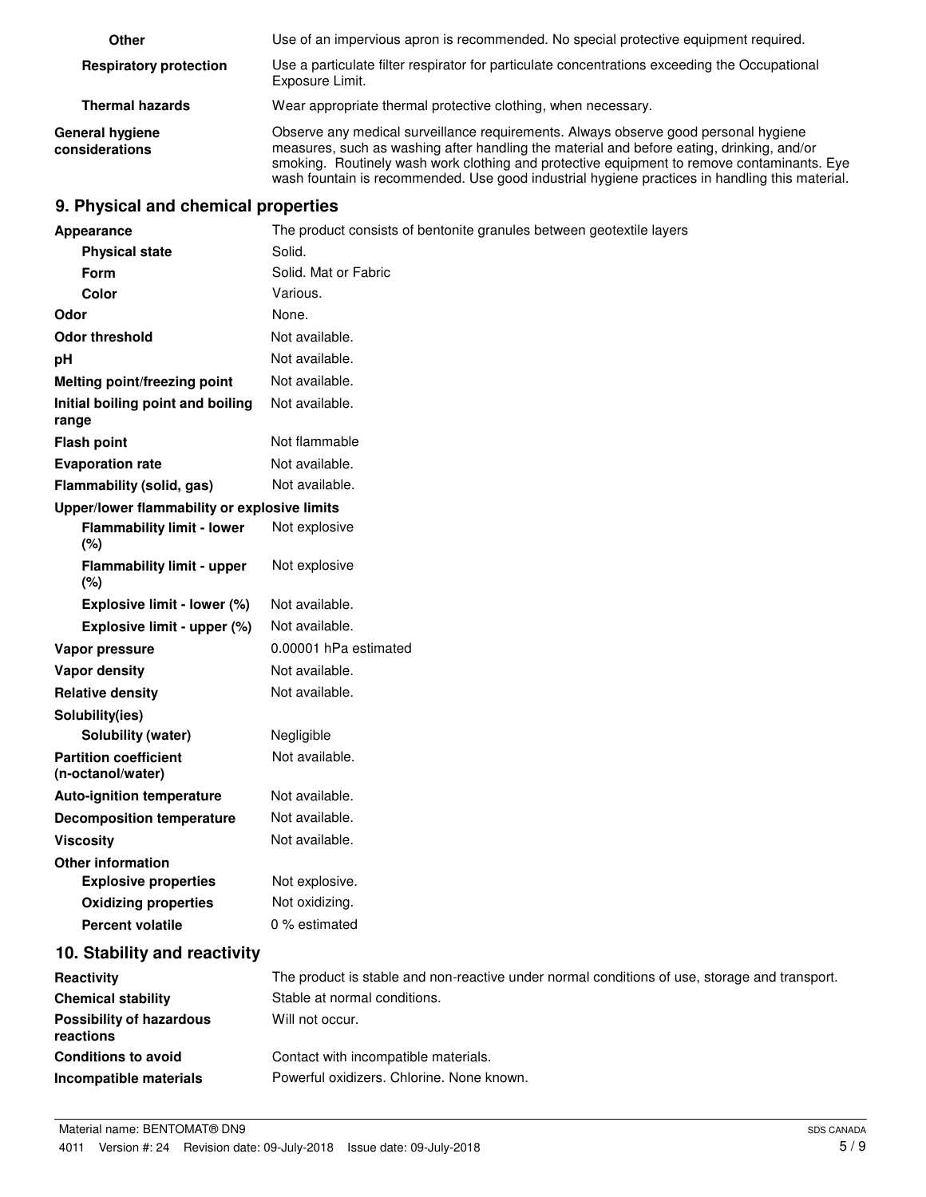| | |
|---|---|
| **Other** | Use of an impervious apron is recommended. No special protective equipment required. |
| **Respiratory protection** | Use a particulate filter respirator for particulate concentrations exceeding the Occupational Exposure Limit. |
| **Thermal hazards** | Wear appropriate thermal protective clothing, when necessary. |
| **General hygiene considerations** | Observe any medical surveillance requirements. Always observe good personal hygiene measures, such as washing after handling the material and before eating, drinking, and/or smoking. Routinely wash work clothing and protective equipment to remove contaminants. Eye wash fountain is recommended. Use good industrial hygiene practices in handling this material. |

## 9. Physical and chemical properties

| | |
|---|---|
| **Appearance** | The product consists of bentonite granules between geotextile layers |
| **Physical state** | Solid. |
| **Form** | Solid. Mat or Fabric |
| **Color** | Various. |
| **Odor** | None. |
| **Odor threshold** | Not available. |
| **pH** | Not available. |
| **Melting point/freezing point** | Not available. |
| **Initial boiling point and boiling range** | Not available. |
| **Flash point** | Not flammable |
| **Evaporation rate** | Not available. |
| **Flammability (solid, gas)** | Not available. |
| **Upper/lower flammability or explosive limits** | |
| **Flammability limit - lower (%)** | Not explosive |
| **Flammability limit - upper (%)** | Not explosive |
| **Explosive limit - lower (%)** | Not available. |
| **Explosive limit - upper (%)** | Not available. |
| **Vapor pressure** | 0.00001 hPa estimated |
| **Vapor density** | Not available. |
| **Relative density** | Not available. |
| **Solubility(ies)** | |
| **Solubility (water)** | Negligible |
| **Partition coefficient (n-octanol/water)** | Not available. |
| **Auto-ignition temperature** | Not available. |
| **Decomposition temperature** | Not available. |
| **Viscosity** | Not available. |
| **Other information** | |
| **Explosive properties** | Not explosive. |
| **Oxidizing properties** | Not oxidizing. |
| **Percent volatile** | 0 % estimated |

## 10. Stability and reactivity

| | |
|---|---|
| **Reactivity** | The product is stable and non-reactive under normal conditions of use, storage and transport. |
| **Chemical stability** | Stable at normal conditions. |
| **Possibility of hazardous reactions** | Will not occur. |
| **Conditions to avoid** | Contact with incompatible materials. |
| **Incompatible materials** | Powerful oxidizers. Chlorine. None known. |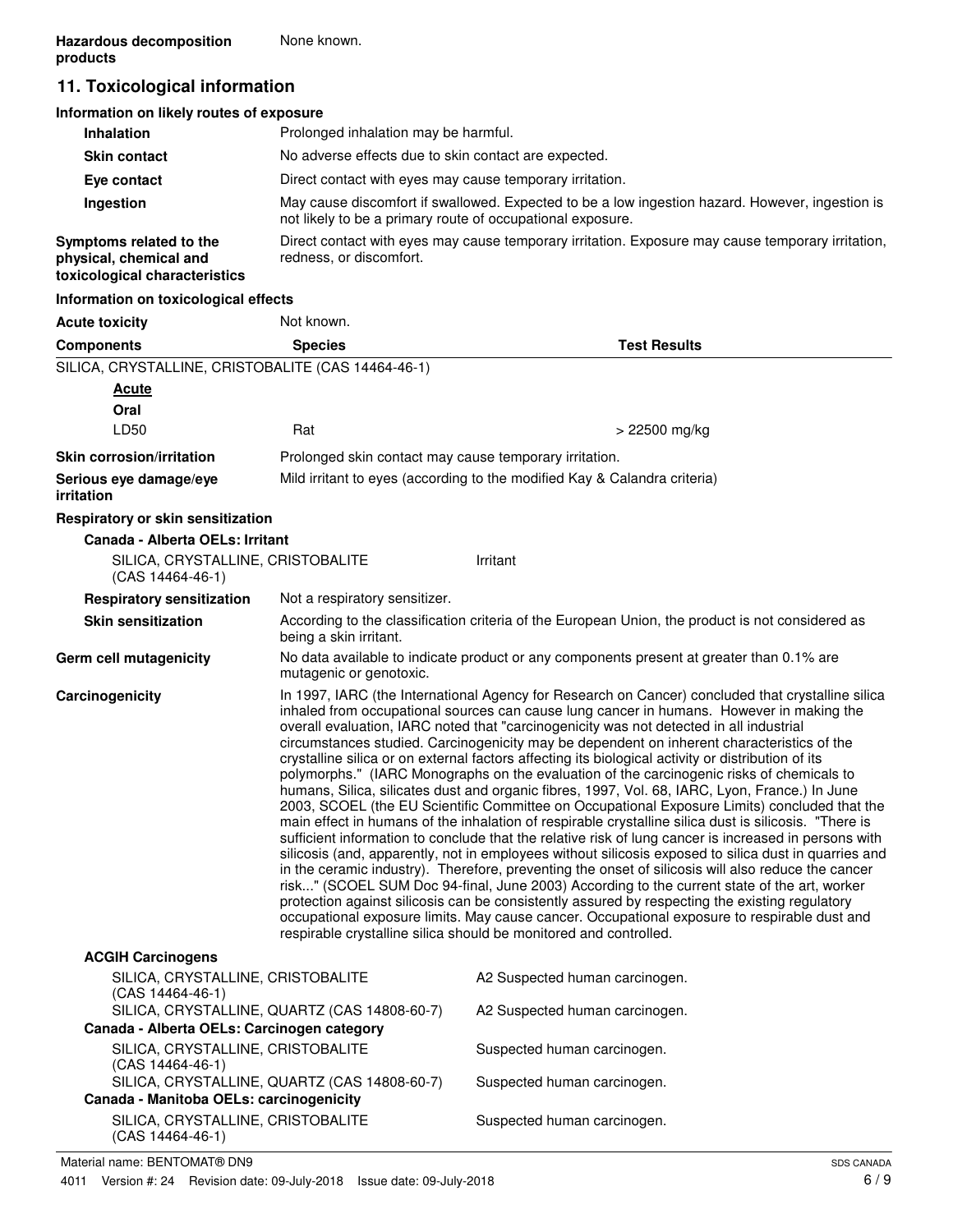**Hazardous decomposition products** None known.

## 11. Toxicological information

**Information on likely routes of exposure**

| | |
|---|---|
| **Inhalation** | Prolonged inhalation may be harmful. |
| **Skin contact** | No adverse effects due to skin contact are expected. |
| **Eye contact** | Direct contact with eyes may cause temporary irritation. |
| **Ingestion** | May cause discomfort if swallowed. Expected to be a low ingestion hazard. However, ingestion is not likely to be a primary route of occupational exposure. |
| **Symptoms related to the physical, chemical and toxicological characteristics** | Direct contact with eyes may cause temporary irritation. Exposure may cause temporary irritation, redness, or discomfort. |

**Information on toxicological effects**

**Acute toxicity** Not known.

| Components | Species | Test Results |
|---|---|---|
| SILICA, CRYSTALLINE, CRISTOBALITE (CAS 14464-46-1) | | |
| **Acute** | | |
| **Oral** | | |
| LD50 | Rat | > 22500 mg/kg |

**Skin corrosion/irritation** Prolonged skin contact may cause temporary irritation.

**Serious eye damage/eye irritation** Mild irritant to eyes (according to the modified Kay & Calandra criteria)

**Respiratory or skin sensitization**

**Canada - Alberta OELs: Irritant**

| | |
|---|---|
| SILICA, CRYSTALLINE, CRISTOBALITE (CAS 14464-46-1) | Irritant |

**Respiratory sensitization** Not a respiratory sensitizer.

**Skin sensitization** According to the classification criteria of the European Union, the product is not considered as being a skin irritant.

**Germ cell mutagenicity** No data available to indicate product or any components present at greater than 0.1% are mutagenic or genotoxic.

**Carcinogenicity** In 1997, IARC (the International Agency for Research on Cancer) concluded that crystalline silica inhaled from occupational sources can cause lung cancer in humans. However in making the overall evaluation, IARC noted that "carcinogenicity was not detected in all industrial circumstances studied. Carcinogenicity may be dependent on inherent characteristics of the crystalline silica or on external factors affecting its biological activity or distribution of its polymorphs." (IARC Monographs on the evaluation of the carcinogenic risks of chemicals to humans, Silica, silicates dust and organic fibres, 1997, Vol. 68, IARC, Lyon, France.) In June 2003, SCOEL (the EU Scientific Committee on Occupational Exposure Limits) concluded that the main effect in humans of the inhalation of respirable crystalline silica dust is silicosis. "There is sufficient information to conclude that the relative risk of lung cancer is increased in persons with silicosis (and, apparently, not in employees without silicosis exposed to silica dust in quarries and in the ceramic industry). Therefore, preventing the onset of silicosis will also reduce the cancer risk..." (SCOEL SUM Doc 94-final, June 2003) According to the current state of the art, worker protection against silicosis can be consistently assured by respecting the existing regulatory occupational exposure limits. May cause cancer. Occupational exposure to respirable dust and respirable crystalline silica should be monitored and controlled.

**ACGIH Carcinogens**

| | |
|---|---|
| SILICA, CRYSTALLINE, CRISTOBALITE (CAS 14464-46-1) | A2 Suspected human carcinogen. |
| SILICA, CRYSTALLINE, QUARTZ (CAS 14808-60-7) | A2 Suspected human carcinogen. |

**Canada - Alberta OELs: Carcinogen category**

| | |
|---|---|
| SILICA, CRYSTALLINE, CRISTOBALITE (CAS 14464-46-1) | Suspected human carcinogen. |
| SILICA, CRYSTALLINE, QUARTZ (CAS 14808-60-7) | Suspected human carcinogen. |

**Canada - Manitoba OELs: carcinogenicity**

| | |
|---|---|
| SILICA, CRYSTALLINE, CRISTOBALITE (CAS 14464-46-1) | Suspected human carcinogen. |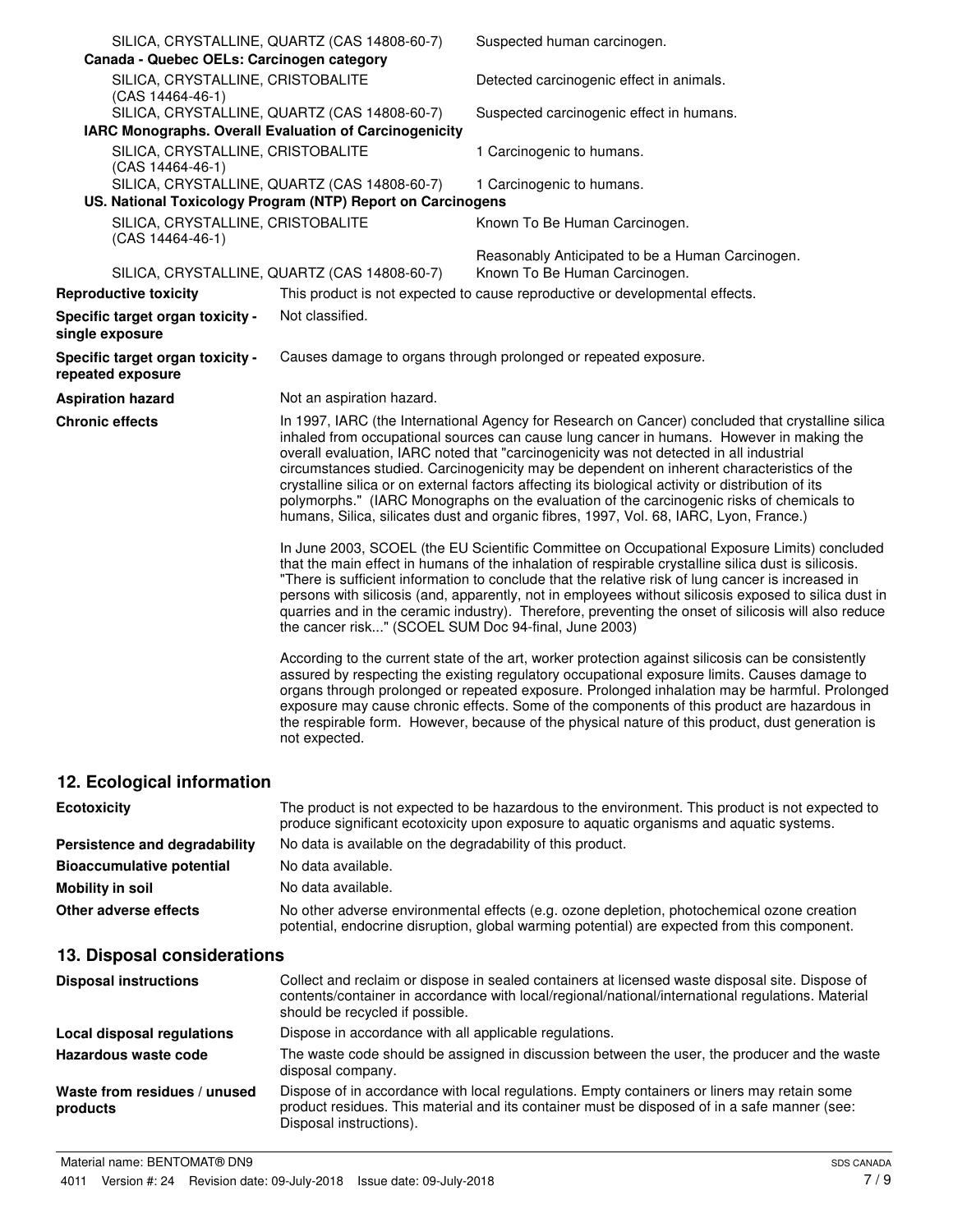| | |
|---|---|
| SILICA, CRYSTALLINE, QUARTZ (CAS 14808-60-7) | Suspected human carcinogen. |
| **Canada - Quebec OELs: Carcinogen category** | |
| SILICA, CRYSTALLINE, CRISTOBALITE (CAS 14464-46-1) | Detected carcinogenic effect in animals. |
| SILICA, CRYSTALLINE, QUARTZ (CAS 14808-60-7) | Suspected carcinogenic effect in humans. |
| **IARC Monographs. Overall Evaluation of Carcinogenicity** | |
| SILICA, CRYSTALLINE, CRISTOBALITE (CAS 14464-46-1) | 1 Carcinogenic to humans. |
| SILICA, CRYSTALLINE, QUARTZ (CAS 14808-60-7) | 1 Carcinogenic to humans. |
| **US. National Toxicology Program (NTP) Report on Carcinogens** | |
| SILICA, CRYSTALLINE, CRISTOBALITE (CAS 14464-46-1) | Known To Be Human Carcinogen. |
| SILICA, CRYSTALLINE, QUARTZ (CAS 14808-60-7) | Reasonably Anticipated to be a Human Carcinogen. Known To Be Human Carcinogen. |

**Reproductive toxicity**
This product is not expected to cause reproductive or developmental effects.

**Specific target organ toxicity - single exposure**
Not classified.

**Specific target organ toxicity - repeated exposure**
Causes damage to organs through prolonged or repeated exposure.

**Aspiration hazard**
Not an aspiration hazard.

**Chronic effects**
In 1997, IARC (the International Agency for Research on Cancer) concluded that crystalline silica inhaled from occupational sources can cause lung cancer in humans. However in making the overall evaluation, IARC noted that "carcinogenicity was not detected in all industrial circumstances studied. Carcinogenicity may be dependent on inherent characteristics of the crystalline silica or on external factors affecting its biological activity or distribution of its polymorphs." (IARC Monographs on the evaluation of the carcinogenic risks of chemicals to humans, Silica, silicates dust and organic fibres, 1997, Vol. 68, IARC, Lyon, France.)

In June 2003, SCOEL (the EU Scientific Committee on Occupational Exposure Limits) concluded that the main effect in humans of the inhalation of respirable crystalline silica dust is silicosis. "There is sufficient information to conclude that the relative risk of lung cancer is increased in persons with silicosis (and, apparently, not in employees without silicosis exposed to silica dust in quarries and in the ceramic industry). Therefore, preventing the onset of silicosis will also reduce the cancer risk..." (SCOEL SUM Doc 94-final, June 2003)

According to the current state of the art, worker protection against silicosis can be consistently assured by respecting the existing regulatory occupational exposure limits. Causes damage to organs through prolonged or repeated exposure. Prolonged inhalation may be harmful. Prolonged exposure may cause chronic effects. Some of the components of this product are hazardous in the respirable form. However, because of the physical nature of this product, dust generation is not expected.

## 12. Ecological information

**Ecotoxicity**
The product is not expected to be hazardous to the environment. This product is not expected to produce significant ecotoxicity upon exposure to aquatic organisms and aquatic systems.

**Persistence and degradability**
No data is available on the degradability of this product.

**Bioaccumulative potential**
No data available.

**Mobility in soil**
No data available.

**Other adverse effects**
No other adverse environmental effects (e.g. ozone depletion, photochemical ozone creation potential, endocrine disruption, global warming potential) are expected from this component.

## 13. Disposal considerations

**Disposal instructions**
Collect and reclaim or dispose in sealed containers at licensed waste disposal site. Dispose of contents/container in accordance with local/regional/national/international regulations. Material should be recycled if possible.

**Local disposal regulations**
Dispose in accordance with all applicable regulations.

**Hazardous waste code**
The waste code should be assigned in discussion between the user, the producer and the waste disposal company.

**Waste from residues / unused products**
Dispose of in accordance with local regulations. Empty containers or liners may retain some product residues. This material and its container must be disposed of in a safe manner (see: Disposal instructions).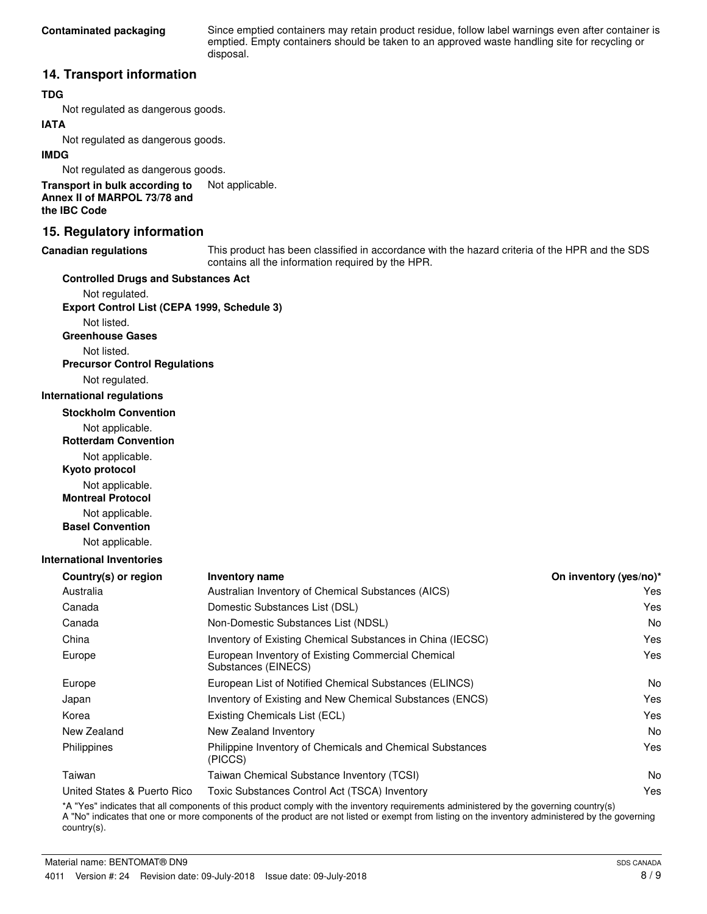**Contaminated packaging** Since emptied containers may retain product residue, follow label warnings even after container is emptied. Empty containers should be taken to an approved waste handling site for recycling or disposal.

## 14. Transport information

**TDG**

Not regulated as dangerous goods.

**IATA**

Not regulated as dangerous goods.

**IMDG**

Not regulated as dangerous goods.

**Transport in bulk according to Annex II of MARPOL 73/78 and the IBC Code** Not applicable.

## 15. Regulatory information

**Canadian regulations** This product has been classified in accordance with the hazard criteria of the HPR and the SDS contains all the information required by the HPR.

**Controlled Drugs and Substances Act**

Not regulated.

**Export Control List (CEPA 1999, Schedule 3)**

Not listed.

**Greenhouse Gases**

Not listed.

**Precursor Control Regulations**

Not regulated.

**International regulations**

**Stockholm Convention**

Not applicable.

**Rotterdam Convention**

Not applicable.

**Kyoto protocol**

Not applicable.

**Montreal Protocol**

Not applicable.

**Basel Convention**

Not applicable.

**International Inventories**

| Country(s) or region | Inventory name | On inventory (yes/no)* |
|---|---|---|
| Australia | Australian Inventory of Chemical Substances (AICS) | Yes |
| Canada | Domestic Substances List (DSL) | Yes |
| Canada | Non-Domestic Substances List (NDSL) | No |
| China | Inventory of Existing Chemical Substances in China (IECSC) | Yes |
| Europe | European Inventory of Existing Commercial Chemical Substances (EINECS) | Yes |
| Europe | European List of Notified Chemical Substances (ELINCS) | No |
| Japan | Inventory of Existing and New Chemical Substances (ENCS) | Yes |
| Korea | Existing Chemicals List (ECL) | Yes |
| New Zealand | New Zealand Inventory | No |
| Philippines | Philippine Inventory of Chemicals and Chemical Substances (PICCS) | Yes |
| Taiwan | Taiwan Chemical Substance Inventory (TCSI) | No |
| United States & Puerto Rico | Toxic Substances Control Act (TSCA) Inventory | Yes |

*A "Yes" indicates that all components of this product comply with the inventory requirements administered by the governing country(s)
A "No" indicates that one or more components of the product are not listed or exempt from listing on the inventory administered by the governing country(s).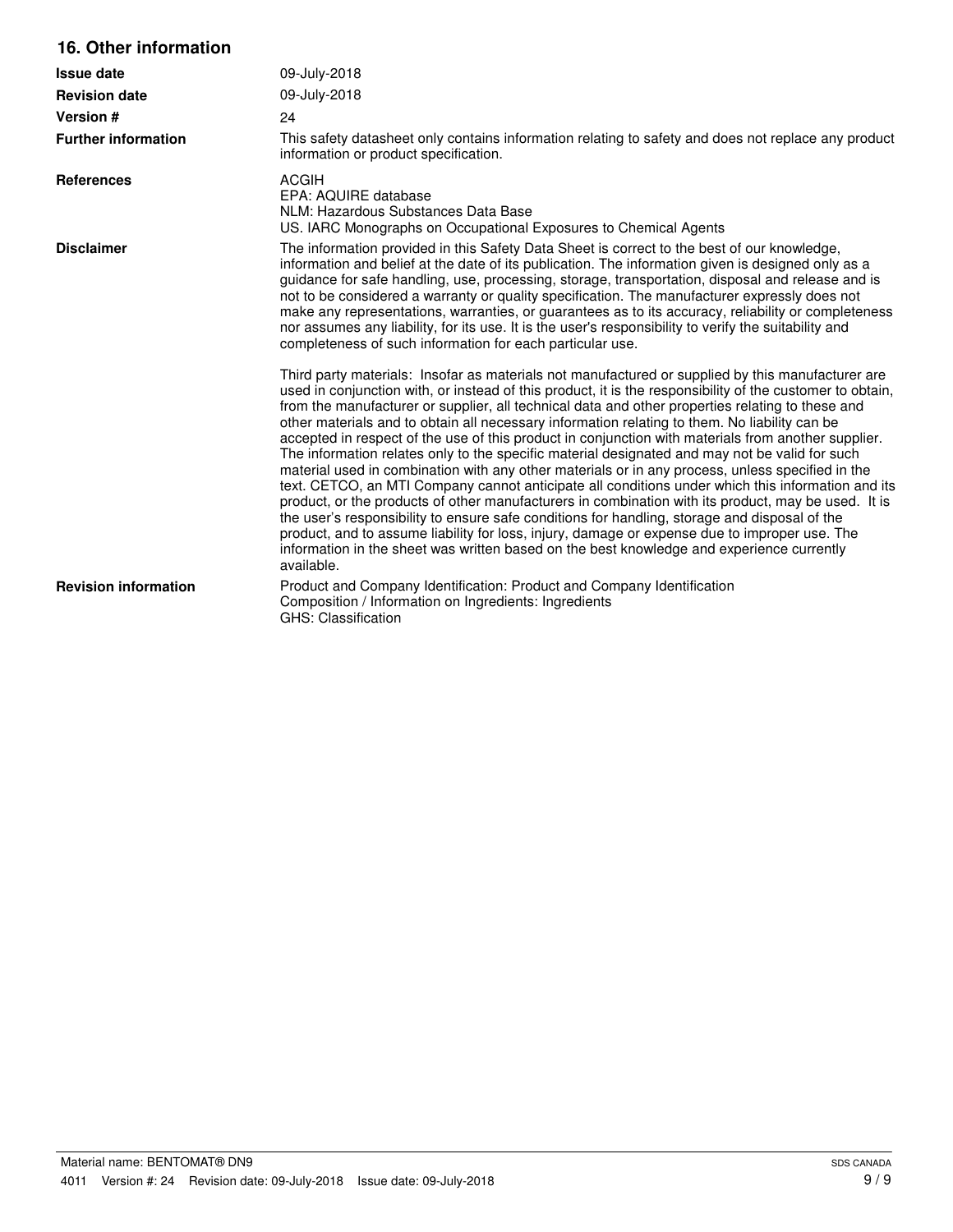## 16. Other information

**Issue date** 09-July-2018

**Revision date** 09-July-2018

**Version #** 24

**Further information** This safety datasheet only contains information relating to safety and does not replace any product information or product specification.

**References**
ACGIH
EPA: AQUIRE database
NLM: Hazardous Substances Data Base
US. IARC Monographs on Occupational Exposures to Chemical Agents

**Disclaimer** The information provided in this Safety Data Sheet is correct to the best of our knowledge, information and belief at the date of its publication. The information given is designed only as a guidance for safe handling, use, processing, storage, transportation, disposal and release and is not to be considered a warranty or quality specification. The manufacturer expressly does not make any representations, warranties, or guarantees as to its accuracy, reliability or completeness nor assumes any liability, for its use. It is the user's responsibility to verify the suitability and completeness of such information for each particular use.

Third party materials: Insofar as materials not manufactured or supplied by this manufacturer are used in conjunction with, or instead of this product, it is the responsibility of the customer to obtain, from the manufacturer or supplier, all technical data and other properties relating to these and other materials and to obtain all necessary information relating to them. No liability can be accepted in respect of the use of this product in conjunction with materials from another supplier. The information relates only to the specific material designated and may not be valid for such material used in combination with any other materials or in any process, unless specified in the text. CETCO, an MTI Company cannot anticipate all conditions under which this information and its product, or the products of other manufacturers in combination with its product, may be used. It is the user's responsibility to ensure safe conditions for handling, storage and disposal of the product, and to assume liability for loss, injury, damage or expense due to improper use. The information in the sheet was written based on the best knowledge and experience currently available.

**Revision information**
Product and Company Identification: Product and Company Identification
Composition / Information on Ingredients: Ingredients
GHS: Classification